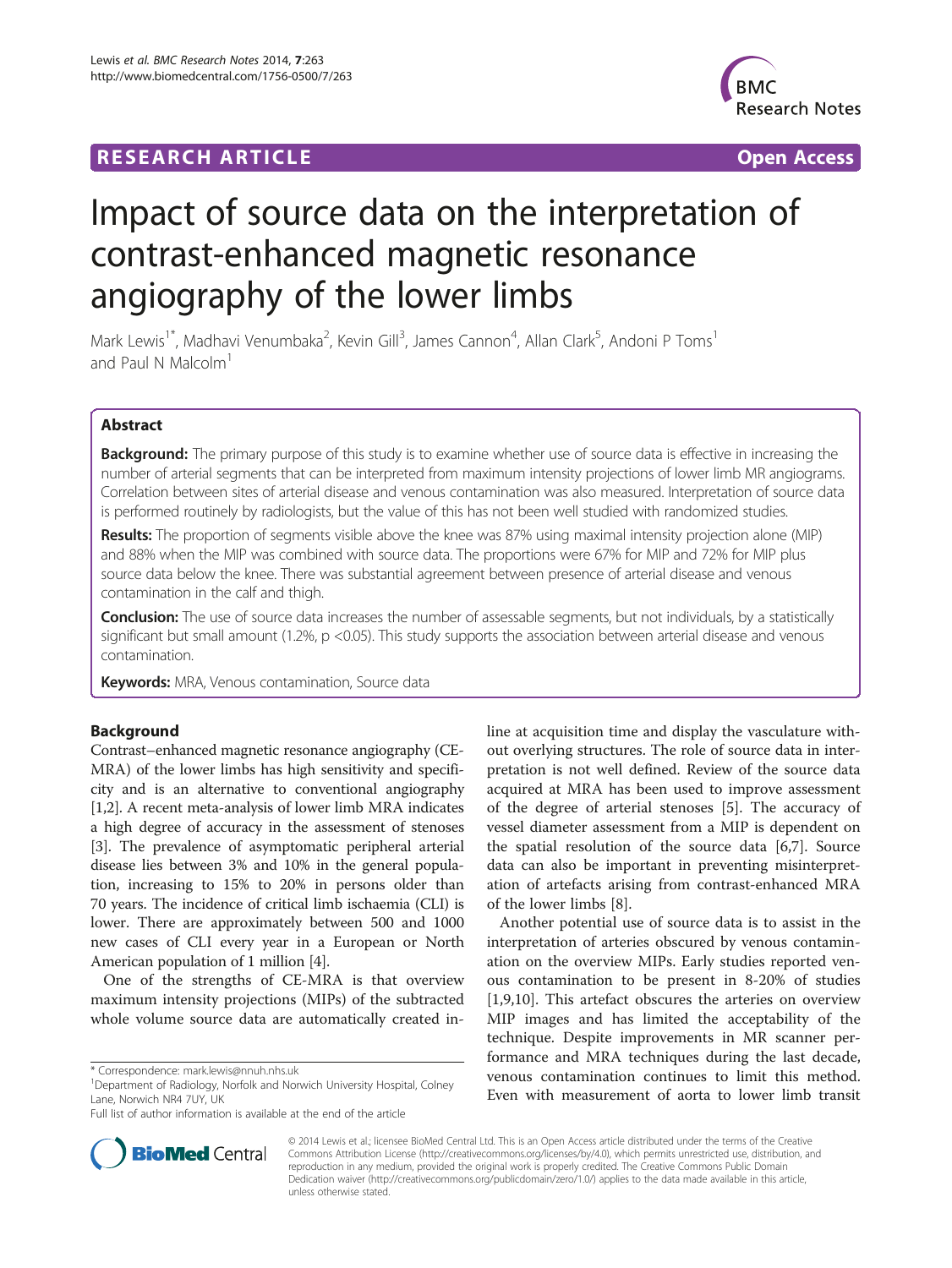**RESEARCH ARTICLE** **Open Access**

# Impact of source data on the interpretation of contrast-enhanced magnetic resonance angiography of the lower limbs

Mark Lewis[1*], Madhavi Venumbaka[2], Kevin Gill[3], James Cannon[4], Allan Clark[5], Andoni P Toms[1] and Paul N Malcolm[1]

## Abstract

**Background:** The primary purpose of this study is to examine whether use of source data is effective in increasing the number of arterial segments that can be interpreted from maximum intensity projections of lower limb MR angiograms. Correlation between sites of arterial disease and venous contamination was also measured. Interpretation of source data is performed routinely by radiologists, but the value of this has not been well studied with randomized studies.

**Results:** The proportion of segments visible above the knee was 87% using maximal intensity projection alone (MIP) and 88% when the MIP was combined with source data. The proportions were 67% for MIP and 72% for MIP plus source data below the knee. There was substantial agreement between presence of arterial disease and venous contamination in the calf and thigh.

**Conclusion:** The use of source data increases the number of assessable segments, but not individuals, by a statistically significant but small amount (1.2%, p <0.05). This study supports the association between arterial disease and venous contamination.

**Keywords:** MRA, Venous contamination, Source data

## Background

Contrast–enhanced magnetic resonance angiography (CE-MRA) of the lower limbs has high sensitivity and specificity and is an alternative to conventional angiography [1,2]. A recent meta-analysis of lower limb MRA indicates a high degree of accuracy in the assessment of stenoses [3]. The prevalence of asymptomatic peripheral arterial disease lies between 3% and 10% in the general population, increasing to 15% to 20% in persons older than 70 years. The incidence of critical limb ischaemia (CLI) is lower. There are approximately between 500 and 1000 new cases of CLI every year in a European or North American population of 1 million [4].

One of the strengths of CE-MRA is that overview maximum intensity projections (MIPs) of the subtracted whole volume source data are automatically created in-line at acquisition time and display the vasculature without overlying structures. The role of source data in interpretation is not well defined. Review of the source data acquired at MRA has been used to improve assessment of the degree of arterial stenoses [5]. The accuracy of vessel diameter assessment from a MIP is dependent on the spatial resolution of the source data [6,7]. Source data can also be important in preventing misinterpretation of artefacts arising from contrast-enhanced MRA of the lower limbs [8].

Another potential use of source data is to assist in the interpretation of arteries obscured by venous contamination on the overview MIPs. Early studies reported venous contamination to be present in 8-20% of studies [1,9,10]. This artefact obscures the arteries on overview MIP images and has limited the acceptability of the technique. Despite improvements in MR scanner performance and MRA techniques during the last decade, venous contamination continues to limit this method. Even with measurement of aorta to lower limb transit

\* Correspondence: mark.lewis@nnuh.nhs.uk
[1]Department of Radiology, Norfolk and Norwich University Hospital, Colney Lane, Norwich NR4 7UY, UK
Full list of author information is available at the end of the article

© 2014 Lewis et al.; licensee BioMed Central Ltd. This is an Open Access article distributed under the terms of the Creative Commons Attribution License (http://creativecommons.org/licenses/by/4.0), which permits unrestricted use, distribution, and reproduction in any medium, provided the original work is properly credited. The Creative Commons Public Domain Dedication waiver (http://creativecommons.org/publicdomain/zero/1.0/) applies to the data made available in this article, unless otherwise stated.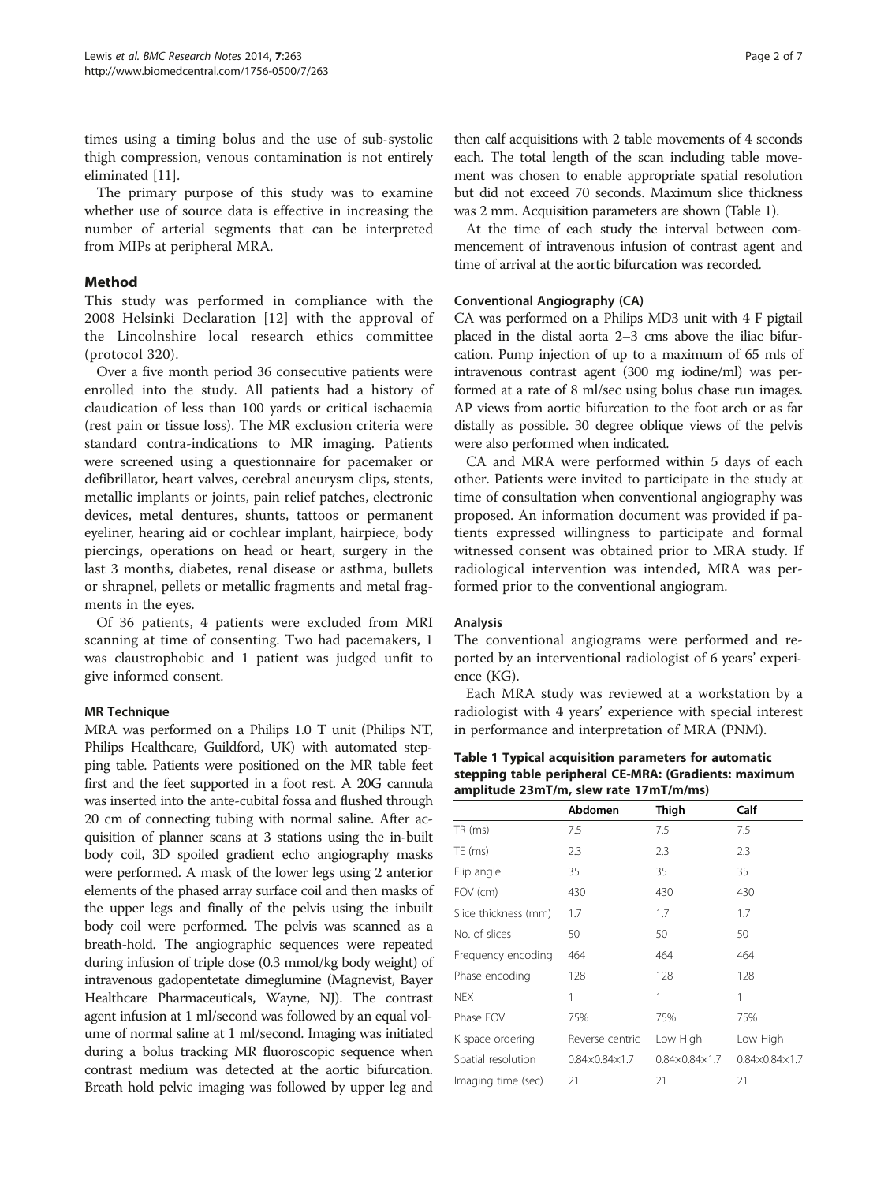times using a timing bolus and the use of sub-systolic thigh compression, venous contamination is not entirely eliminated [11].

The primary purpose of this study was to examine whether use of source data is effective in increasing the number of arterial segments that can be interpreted from MIPs at peripheral MRA.

## Method

This study was performed in compliance with the 2008 Helsinki Declaration [12] with the approval of the Lincolnshire local research ethics committee (protocol 320).

Over a five month period 36 consecutive patients were enrolled into the study. All patients had a history of claudication of less than 100 yards or critical ischaemia (rest pain or tissue loss). The MR exclusion criteria were standard contra-indications to MR imaging. Patients were screened using a questionnaire for pacemaker or defibrillator, heart valves, cerebral aneurysm clips, stents, metallic implants or joints, pain relief patches, electronic devices, metal dentures, shunts, tattoos or permanent eyeliner, hearing aid or cochlear implant, hairpiece, body piercings, operations on head or heart, surgery in the last 3 months, diabetes, renal disease or asthma, bullets or shrapnel, pellets or metallic fragments and metal fragments in the eyes.

Of 36 patients, 4 patients were excluded from MRI scanning at time of consenting. Two had pacemakers, 1 was claustrophobic and 1 patient was judged unfit to give informed consent.

### MR Technique

MRA was performed on a Philips 1.0 T unit (Philips NT, Philips Healthcare, Guildford, UK) with automated stepping table. Patients were positioned on the MR table feet first and the feet supported in a foot rest. A 20G cannula was inserted into the ante-cubital fossa and flushed through 20 cm of connecting tubing with normal saline. After acquisition of planner scans at 3 stations using the in-built body coil, 3D spoiled gradient echo angiography masks were performed. A mask of the lower legs using 2 anterior elements of the phased array surface coil and then masks of the upper legs and finally of the pelvis using the inbuilt body coil were performed. The pelvis was scanned as a breath-hold. The angiographic sequences were repeated during infusion of triple dose (0.3 mmol/kg body weight) of intravenous gadopentetate dimeglumine (Magnevist, Bayer Healthcare Pharmaceuticals, Wayne, NJ). The contrast agent infusion at 1 ml/second was followed by an equal volume of normal saline at 1 ml/second. Imaging was initiated during a bolus tracking MR fluoroscopic sequence when contrast medium was detected at the aortic bifurcation. Breath hold pelvic imaging was followed by upper leg and then calf acquisitions with 2 table movements of 4 seconds each. The total length of the scan including table movement was chosen to enable appropriate spatial resolution but did not exceed 70 seconds. Maximum slice thickness was 2 mm. Acquisition parameters are shown (Table 1).

At the time of each study the interval between commencement of intravenous infusion of contrast agent and time of arrival at the aortic bifurcation was recorded.

### Conventional Angiography (CA)

CA was performed on a Philips MD3 unit with 4 F pigtail placed in the distal aorta 2–3 cms above the iliac bifurcation. Pump injection of up to a maximum of 65 mls of intravenous contrast agent (300 mg iodine/ml) was performed at a rate of 8 ml/sec using bolus chase run images. AP views from aortic bifurcation to the foot arch or as far distally as possible. 30 degree oblique views of the pelvis were also performed when indicated.

CA and MRA were performed within 5 days of each other. Patients were invited to participate in the study at time of consultation when conventional angiography was proposed. An information document was provided if patients expressed willingness to participate and formal witnessed consent was obtained prior to MRA study. If radiological intervention was intended, MRA was performed prior to the conventional angiogram.

### Analysis

The conventional angiograms were performed and reported by an interventional radiologist of 6 years' experience (KG).

Each MRA study was reviewed at a workstation by a radiologist with 4 years' experience with special interest in performance and interpretation of MRA (PNM).

**Table 1 Typical acquisition parameters for automatic stepping table peripheral CE-MRA: (Gradients: maximum amplitude 23mT/m, slew rate 17mT/m/ms)**

| | Abdomen | Thigh | Calf |
|---|---|---|---|
| TR (ms) | 7.5 | 7.5 | 7.5 |
| TE (ms) | 2.3 | 2.3 | 2.3 |
| Flip angle | 35 | 35 | 35 |
| FOV (cm) | 430 | 430 | 430 |
| Slice thickness (mm) | 1.7 | 1.7 | 1.7 |
| No. of slices | 50 | 50 | 50 |
| Frequency encoding | 464 | 464 | 464 |
| Phase encoding | 128 | 128 | 128 |
| NEX | 1 | 1 | 1 |
| Phase FOV | 75% | 75% | 75% |
| K space ordering | Reverse centric | Low High | Low High |
| Spatial resolution | 0.84×0.84×1.7 | 0.84×0.84×1.7 | 0.84×0.84×1.7 |
| Imaging time (sec) | 21 | 21 | 21 |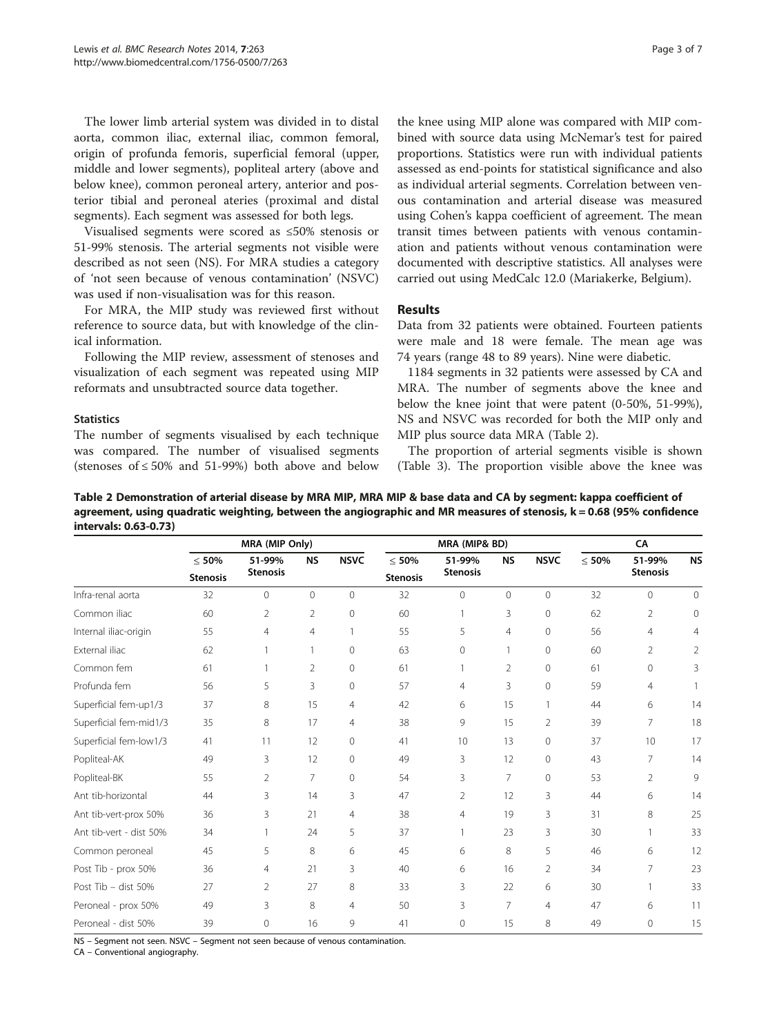The lower limb arterial system was divided in to distal aorta, common iliac, external iliac, common femoral, origin of profunda femoris, superficial femoral (upper, middle and lower segments), popliteal artery (above and below knee), common peroneal artery, anterior and posterior tibial and peroneal ateries (proximal and distal segments). Each segment was assessed for both legs.

Visualised segments were scored as ≤50% stenosis or 51-99% stenosis. The arterial segments not visible were described as not seen (NS). For MRA studies a category of 'not seen because of venous contamination' (NSVC) was used if non-visualisation was for this reason.

For MRA, the MIP study was reviewed first without reference to source data, but with knowledge of the clinical information.

Following the MIP review, assessment of stenoses and visualization of each segment was repeated using MIP reformats and unsubtracted source data together.

### Statistics

The number of segments visualised by each technique was compared. The number of visualised segments (stenoses of ≤ 50% and 51-99%) both above and below the knee using MIP alone was compared with MIP combined with source data using McNemar's test for paired proportions. Statistics were run with individual patients assessed as end-points for statistical significance and also as individual arterial segments. Correlation between venous contamination and arterial disease was measured using Cohen's kappa coefficient of agreement. The mean transit times between patients with venous contamination and patients without venous contamination were documented with descriptive statistics. All analyses were carried out using MedCalc 12.0 (Mariakerke, Belgium).

## Results

Data from 32 patients were obtained. Fourteen patients were male and 18 were female. The mean age was 74 years (range 48 to 89 years). Nine were diabetic.

1184 segments in 32 patients were assessed by CA and MRA. The number of segments above the knee and below the knee joint that were patent (0-50%, 51-99%), NS and NSVC was recorded for both the MIP only and MIP plus source data MRA (Table 2).

The proportion of arterial segments visible is shown (Table 3). The proportion visible above the knee was

**Table 2 Demonstration of arterial disease by MRA MIP, MRA MIP & base data and CA by segment: kappa coefficient of agreement, using quadratic weighting, between the angiographic and MR measures of stenosis, k = 0.68 (95% confidence intervals: 0.63-0.73)**

| | MRA (MIP Only) | | | | MRA (MIP& BD) | | | | CA | | |
|---|---|---|---|---|---|---|---|---|---|---|---|
| | ≤ 50% Stenosis | 51-99% Stenosis | NS | NSVC | ≤ 50% Stenosis | 51-99% Stenosis | NS | NSVC | ≤ 50% | 51-99% Stenosis | NS |
| Infra-renal aorta | 32 | 0 | 0 | 0 | 32 | 0 | 0 | 0 | 32 | 0 | 0 |
| Common iliac | 60 | 2 | 2 | 0 | 60 | 1 | 3 | 0 | 62 | 2 | 0 |
| Internal iliac-origin | 55 | 4 | 4 | 1 | 55 | 5 | 4 | 0 | 56 | 4 | 4 |
| External iliac | 62 | 1 | 1 | 0 | 63 | 0 | 1 | 0 | 60 | 2 | 2 |
| Common fem | 61 | 1 | 2 | 0 | 61 | 1 | 2 | 0 | 61 | 0 | 3 |
| Profunda fem | 56 | 5 | 3 | 0 | 57 | 4 | 3 | 0 | 59 | 4 | 1 |
| Superficial fem-up1/3 | 37 | 8 | 15 | 4 | 42 | 6 | 15 | 1 | 44 | 6 | 14 |
| Superficial fem-mid1/3 | 35 | 8 | 17 | 4 | 38 | 9 | 15 | 2 | 39 | 7 | 18 |
| Superficial fem-low1/3 | 41 | 11 | 12 | 0 | 41 | 10 | 13 | 0 | 37 | 10 | 17 |
| Popliteal-AK | 49 | 3 | 12 | 0 | 49 | 3 | 12 | 0 | 43 | 7 | 14 |
| Popliteal-BK | 55 | 2 | 7 | 0 | 54 | 3 | 7 | 0 | 53 | 2 | 9 |
| Ant tib-horizontal | 44 | 3 | 14 | 3 | 47 | 2 | 12 | 3 | 44 | 6 | 14 |
| Ant tib-vert-prox 50% | 36 | 3 | 21 | 4 | 38 | 4 | 19 | 3 | 31 | 8 | 25 |
| Ant tib-vert - dist 50% | 34 | 1 | 24 | 5 | 37 | 1 | 23 | 3 | 30 | 1 | 33 |
| Common peroneal | 45 | 5 | 8 | 6 | 45 | 6 | 8 | 5 | 46 | 6 | 12 |
| Post Tib - prox 50% | 36 | 4 | 21 | 3 | 40 | 6 | 16 | 2 | 34 | 7 | 23 |
| Post Tib – dist 50% | 27 | 2 | 27 | 8 | 33 | 3 | 22 | 6 | 30 | 1 | 33 |
| Peroneal - prox 50% | 49 | 3 | 8 | 4 | 50 | 3 | 7 | 4 | 47 | 6 | 11 |
| Peroneal - dist 50% | 39 | 0 | 16 | 9 | 41 | 0 | 15 | 8 | 49 | 0 | 15 |

NS – Segment not seen. NSVC – Segment not seen because of venous contamination.
CA – Conventional angiography.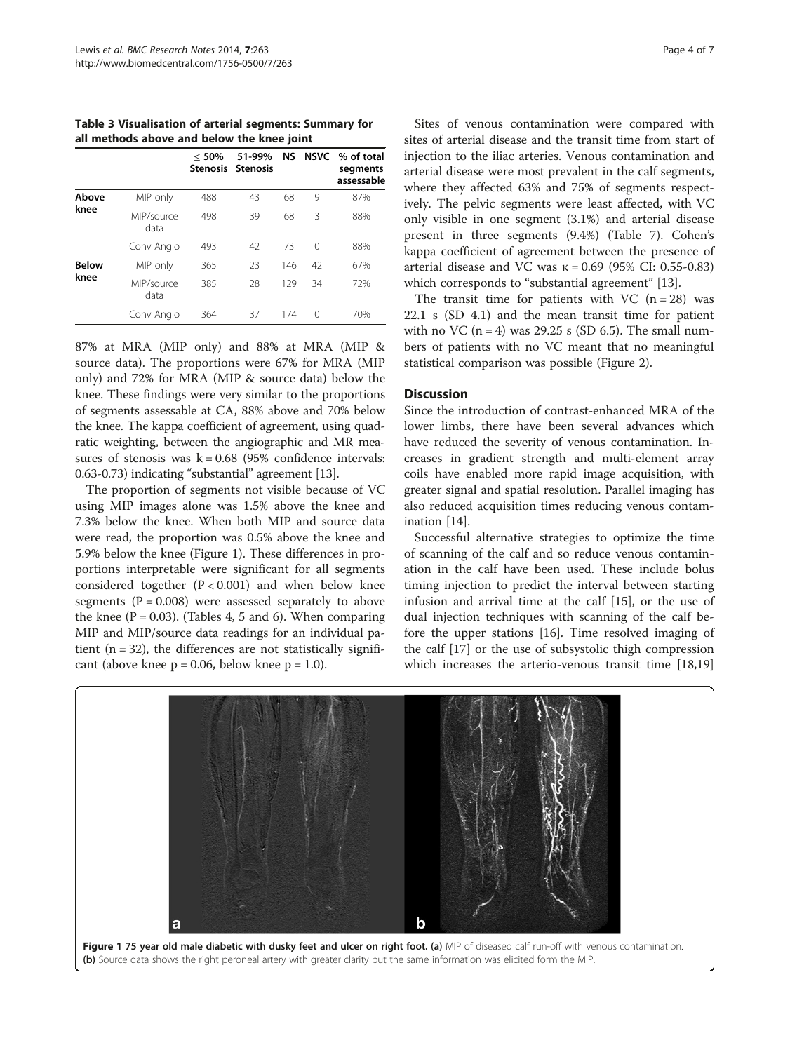**Table 3 Visualisation of arterial segments: Summary for all methods above and below the knee joint**

| | | ≤ 50% Stenosis | 51-99% Stenosis | NS | NSVC | % of total segments assessable |
|---|---|---|---|---|---|---|
| **Above knee** | MIP only | 488 | 43 | 68 | 9 | 87% |
| | MIP/source data | 498 | 39 | 68 | 3 | 88% |
| | Conv Angio | 493 | 42 | 73 | 0 | 88% |
| **Below knee** | MIP only | 365 | 23 | 146 | 42 | 67% |
| | MIP/source data | 385 | 28 | 129 | 34 | 72% |
| | Conv Angio | 364 | 37 | 174 | 0 | 70% |

87% at MRA (MIP only) and 88% at MRA (MIP & source data). The proportions were 67% for MRA (MIP only) and 72% for MRA (MIP & source data) below the knee. These findings were very similar to the proportions of segments assessable at CA, 88% above and 70% below the knee. The kappa coefficient of agreement, using quadratic weighting, between the angiographic and MR measures of stenosis was k = 0.68 (95% confidence intervals: 0.63-0.73) indicating "substantial" agreement [13].

The proportion of segments not visible because of VC using MIP images alone was 1.5% above the knee and 7.3% below the knee. When both MIP and source data were read, the proportion was 0.5% above the knee and 5.9% below the knee (Figure 1). These differences in proportions interpretable were significant for all segments considered together ($P < 0.001$) and when below knee segments ($P = 0.008$) were assessed separately to above the knee ($P = 0.03$). (Tables 4, 5 and 6). When comparing MIP and MIP/source data readings for an individual patient (n = 32), the differences are not statistically significant (above knee p = 0.06, below knee p = 1.0).

Sites of venous contamination were compared with sites of arterial disease and the transit time from start of injection to the iliac arteries. Venous contamination and arterial disease were most prevalent in the calf segments, where they affected 63% and 75% of segments respectively. The pelvic segments were least affected, with VC only visible in one segment (3.1%) and arterial disease present in three segments (9.4%) (Table 7). Cohen's kappa coefficient of agreement between the presence of arterial disease and VC was κ = 0.69 (95% CI: 0.55-0.83) which corresponds to "substantial agreement" [13].

The transit time for patients with VC (n = 28) was 22.1 s (SD 4.1) and the mean transit time for patient with no VC (n = 4) was 29.25 s (SD 6.5). The small numbers of patients with no VC meant that no meaningful statistical comparison was possible (Figure 2).

## Discussion

Since the introduction of contrast-enhanced MRA of the lower limbs, there have been several advances which have reduced the severity of venous contamination. Increases in gradient strength and multi-element array coils have enabled more rapid image acquisition, with greater signal and spatial resolution. Parallel imaging has also reduced acquisition times reducing venous contamination [14].

Successful alternative strategies to optimize the time of scanning of the calf and so reduce venous contamination in the calf have been used. These include bolus timing injection to predict the interval between starting infusion and arrival time at the calf [15], or the use of dual injection techniques with scanning of the calf before the upper stations [16]. Time resolved imaging of the calf [17] or the use of subsystolic thigh compression which increases the arterio-venous transit time [18,19]

**Figure 1** 75 year old male diabetic with dusky feet and ulcer on right foot. **(a)** MIP of diseased calf run-off with venous contamination. **(b)** Source data shows the right peroneal artery with greater clarity but the same information was elicited form the MIP.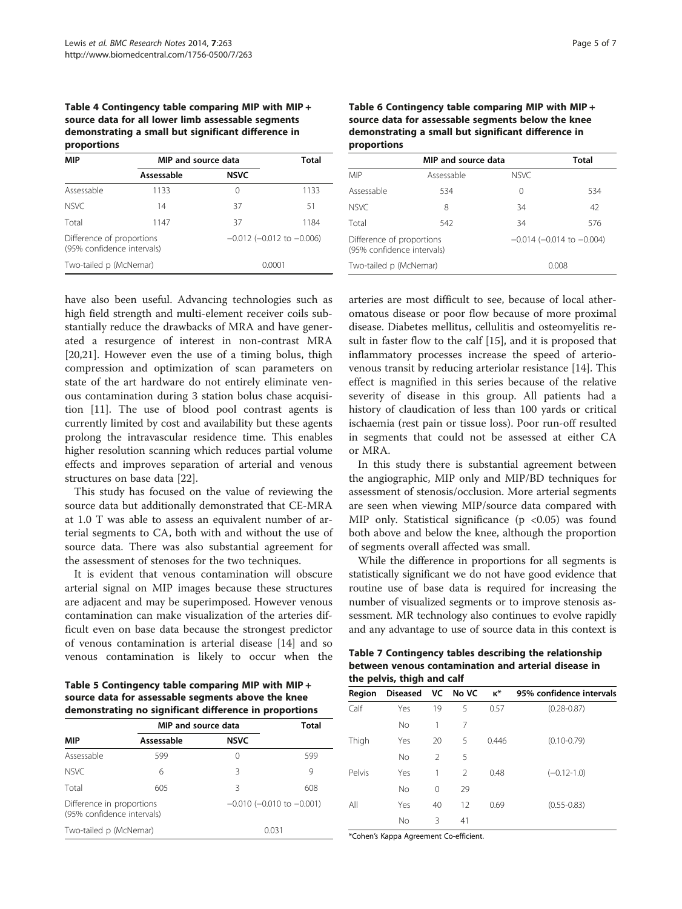**Table 4 Contingency table comparing MIP with MIP + source data for all lower limb assessable segments demonstrating a small but significant difference in proportions**

| MIP | MIP and source data | | Total |
|---|---|---|---|
| | Assessable | NSVC | |
| Assessable | 1133 | 0 | 1133 |
| NSVC | 14 | 37 | 51 |
| Total | 1147 | 37 | 1184 |
| Difference of proportions (95% confidence intervals) | | −0.012 (−0.012 to −0.006) | |
| Two-tailed p (McNemar) | | 0.0001 | |

have also been useful. Advancing technologies such as high field strength and multi-element receiver coils substantially reduce the drawbacks of MRA and have generated a resurgence of interest in non-contrast MRA [20,21]. However even the use of a timing bolus, thigh compression and optimization of scan parameters on state of the art hardware do not entirely eliminate venous contamination during 3 station bolus chase acquisition [11]. The use of blood pool contrast agents is currently limited by cost and availability but these agents prolong the intravascular residence time. This enables higher resolution scanning which reduces partial volume effects and improves separation of arterial and venous structures on base data [22].

This study has focused on the value of reviewing the source data but additionally demonstrated that CE-MRA at 1.0 T was able to assess an equivalent number of arterial segments to CA, both with and without the use of source data. There was also substantial agreement for the assessment of stenoses for the two techniques.

It is evident that venous contamination will obscure arterial signal on MIP images because these structures are adjacent and may be superimposed. However venous contamination can make visualization of the arteries difficult even on base data because the strongest predictor of venous contamination is arterial disease [14] and so venous contamination is likely to occur when the arteries are most difficult to see, because of local atheromatous disease or poor flow because of more proximal disease. Diabetes mellitus, cellulitis and osteomyelitis result in faster flow to the calf [15], and it is proposed that inflammatory processes increase the speed of arteriovenous transit by reducing arteriolar resistance [14]. This effect is magnified in this series because of the relative severity of disease in this group. All patients had a history of claudication of less than 100 yards or critical ischaemia (rest pain or tissue loss). Poor run-off resulted in segments that could not be assessed at either CA or MRA.

**Table 5 Contingency table comparing MIP with MIP + source data for assessable segments above the knee demonstrating no significant difference in proportions**

| MIP | MIP and source data | | Total |
|---|---|---|---|
| | Assessable | NSVC | |
| Assessable | 599 | 0 | 599 |
| NSVC | 6 | 3 | 9 |
| Total | 605 | 3 | 608 |
| Difference in proportions (95% confidence intervals) | | −0.010 (−0.010 to −0.001) | |
| Two-tailed p (McNemar) | | 0.031 | |

**Table 6 Contingency table comparing MIP with MIP + source data for assessable segments below the knee demonstrating a small but significant difference in proportions**

| | MIP and source data | | Total |
|---|---|---|---|
| MIP | Assessable | NSVC | |
| Assessable | 534 | 0 | 534 |
| NSVC | 8 | 34 | 42 |
| Total | 542 | 34 | 576 |
| Difference of proportions (95% confidence intervals) | | −0.014 (−0.014 to −0.004) | |
| Two-tailed p (McNemar) | | 0.008 | |

In this study there is substantial agreement between the angiographic, MIP only and MIP/BD techniques for assessment of stenosis/occlusion. More arterial segments are seen when viewing MIP/source data compared with MIP only. Statistical significance ($p < 0.05$) was found both above and below the knee, although the proportion of segments overall affected was small.

While the difference in proportions for all segments is statistically significant we do not have good evidence that routine use of base data is required for increasing the number of visualized segments or to improve stenosis assessment. MR technology also continues to evolve rapidly and any advantage to use of source data in this context is

**Table 7 Contingency tables describing the relationship between venous contamination and arterial disease in the pelvis, thigh and calf**

| Region | Diseased | VC | No VC | κ* | 95% confidence intervals |
|---|---|---|---|---|---|
| Calf | Yes | 19 | 5 | 0.57 | (0.28-0.87) |
| | No | 1 | 7 | | |
| Thigh | Yes | 20 | 5 | 0.446 | (0.10-0.79) |
| | No | 2 | 5 | | |
| Pelvis | Yes | 1 | 2 | 0.48 | (−0.12-1.0) |
| | No | 0 | 29 | | |
| All | Yes | 40 | 12 | 0.69 | (0.55-0.83) |
| | No | 3 | 41 | | |

*Cohen's Kappa Agreement Co-efficient.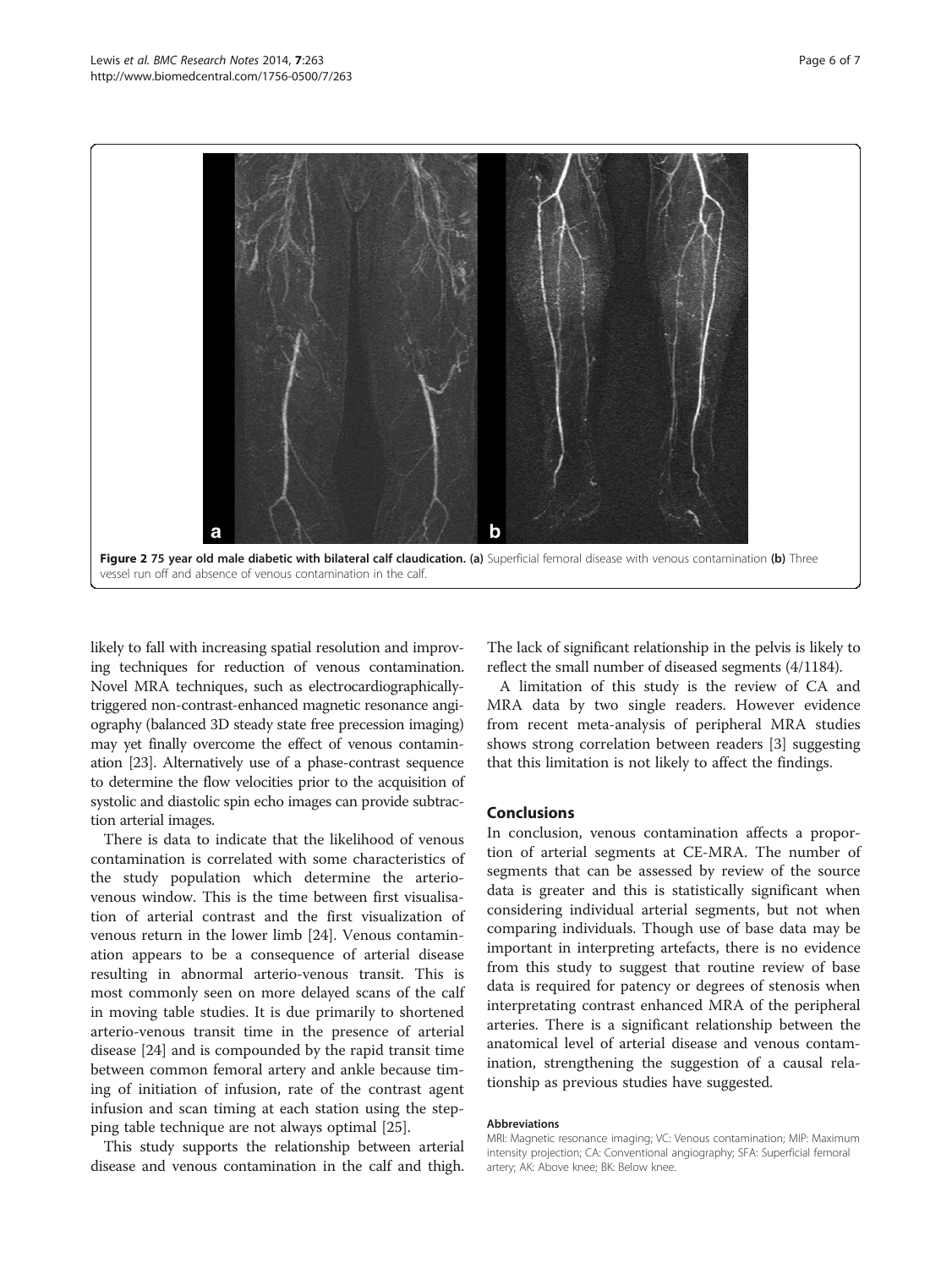**Figure 2 75 year old male diabetic with bilateral calf claudication. (a)** Superficial femoral disease with venous contamination **(b)** Three vessel run off and absence of venous contamination in the calf.

likely to fall with increasing spatial resolution and improving techniques for reduction of venous contamination. Novel MRA techniques, such as electrocardiographically-triggered non-contrast-enhanced magnetic resonance angiography (balanced 3D steady state free precession imaging) may yet finally overcome the effect of venous contamination [23]. Alternatively use of a phase-contrast sequence to determine the flow velocities prior to the acquisition of systolic and diastolic spin echo images can provide subtraction arterial images.

There is data to indicate that the likelihood of venous contamination is correlated with some characteristics of the study population which determine the arterio-venous window. This is the time between first visualisation of arterial contrast and the first visualization of venous return in the lower limb [24]. Venous contamination appears to be a consequence of arterial disease resulting in abnormal arterio-venous transit. This is most commonly seen on more delayed scans of the calf in moving table studies. It is due primarily to shortened arterio-venous transit time in the presence of arterial disease [24] and is compounded by the rapid transit time between common femoral artery and ankle because timing of initiation of infusion, rate of the contrast agent infusion and scan timing at each station using the stepping table technique are not always optimal [25].

This study supports the relationship between arterial disease and venous contamination in the calf and thigh. The lack of significant relationship in the pelvis is likely to reflect the small number of diseased segments (4/1184).

A limitation of this study is the review of CA and MRA data by two single readers. However evidence from recent meta-analysis of peripheral MRA studies shows strong correlation between readers [3] suggesting that this limitation is not likely to affect the findings.

## Conclusions

In conclusion, venous contamination affects a proportion of arterial segments at CE-MRA. The number of segments that can be assessed by review of the source data is greater and this is statistically significant when considering individual arterial segments, but not when comparing individuals. Though use of base data may be important in interpreting artefacts, there is no evidence from this study to suggest that routine review of base data is required for patency or degrees of stenosis when interpretating contrast enhanced MRA of the peripheral arteries. There is a significant relationship between the anatomical level of arterial disease and venous contamination, strengthening the suggestion of a causal relationship as previous studies have suggested.

#### Abbreviations

MRI: Magnetic resonance imaging; VC: Venous contamination; MIP: Maximum intensity projection; CA: Conventional angiography; SFA: Superficial femoral artery; AK: Above knee; BK: Below knee.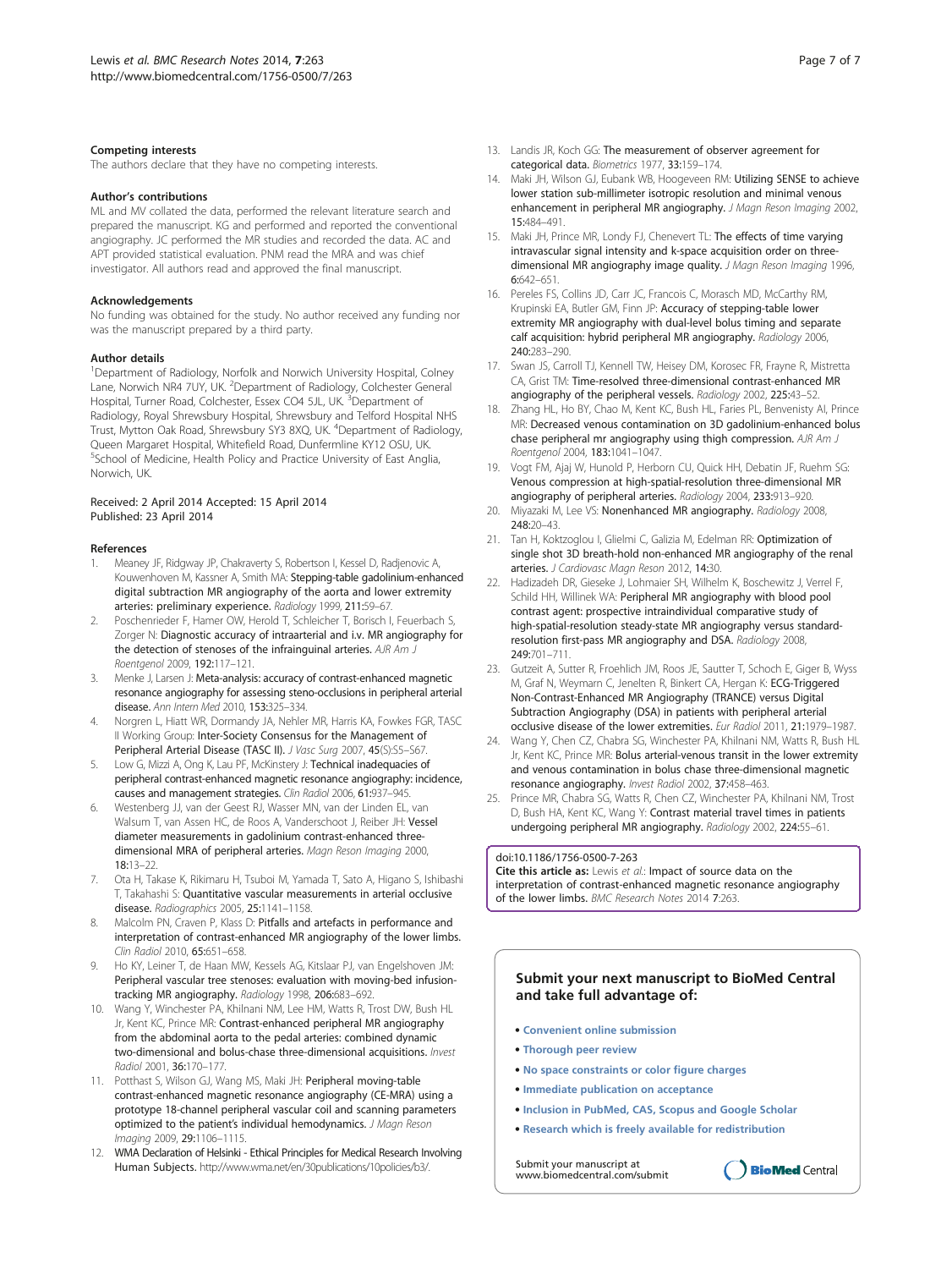### Competing interests

The authors declare that they have no competing interests.

### Author's contributions

ML and MV collated the data, performed the relevant literature search and prepared the manuscript. KG and performed and reported the conventional angiography. JC performed the MR studies and recorded the data. AC and APT provided statistical evaluation. PNM read the MRA and was chief investigator. All authors read and approved the final manuscript.

### Acknowledgements

No funding was obtained for the study. No author received any funding nor was the manuscript prepared by a third party.

### Author details

[1]Department of Radiology, Norfolk and Norwich University Hospital, Colney Lane, Norwich NR4 7UY, UK. [2]Department of Radiology, Colchester General Hospital, Turner Road, Colchester, Essex CO4 5JL, UK. [3]Department of Radiology, Royal Shrewsbury Hospital, Shrewsbury and Telford Hospital NHS Trust, Mytton Oak Road, Shrewsbury SY3 8XQ, UK. [4]Department of Radiology, Queen Margaret Hospital, Whitefield Road, Dunfermline KY12 OSU, UK. [5]School of Medicine, Health Policy and Practice University of East Anglia, Norwich, UK.

Received: 2 April 2014 Accepted: 15 April 2014
Published: 23 April 2014

### References

1. Meaney JF, Ridgway JP, Chakraverty S, Robertson I, Kessel D, Radjenovic A, Kouwenhoven M, Kassner A, Smith MA: **Stepping-table gadolinium-enhanced digital subtraction MR angiography of the aorta and lower extremity arteries: preliminary experience.** *Radiology* 1999, **211:**59–67.
2. Poschenrieder F, Hamer OW, Herold T, Schleicher T, Borisch I, Feuerbach S, Zorger N: **Diagnostic accuracy of intraarterial and i.v. MR angiography for the detection of stenoses of the infrainguinal arteries.** *AJR Am J Roentgenol* 2009, **192:**117–121.
3. Menke J, Larsen J: **Meta-analysis: accuracy of contrast-enhanced magnetic resonance angiography for assessing steno-occlusions in peripheral arterial disease.** *Ann Intern Med* 2010, **153:**325–334.
4. Norgren L, Hiatt WR, Dormandy JA, Nehler MR, Harris KA, Fowkes FGR, TASC II Working Group: **Inter-Society Consensus for the Management of Peripheral Arterial Disease (TASC II).** *J Vasc Surg* 2007, **45**(S):S5–S67.
5. Low G, Mizzi A, Ong K, Lau PF, McKinstery J: **Technical inadequacies of peripheral contrast-enhanced magnetic resonance angiography: incidence, causes and management strategies.** *Clin Radiol* 2006, **61:**937–945.
6. Westenberg JJ, van der Geest RJ, Wasser MN, van der Linden EL, van Walsum T, van Assen HC, de Roos A, Vanderschoot J, Reiber JH: **Vessel diameter measurements in gadolinium contrast-enhanced three-dimensional MRA of peripheral arteries.** *Magn Reson Imaging* 2000, **18:**13–22.
7. Ota H, Takase K, Rikimaru H, Tsuboi M, Yamada T, Sato A, Higano S, Ishibashi T, Takahashi S: **Quantitative vascular measurements in arterial occlusive disease.** *Radiographics* 2005, **25:**1141–1158.
8. Malcolm PN, Craven P, Klass D: **Pitfalls and artefacts in performance and interpretation of contrast-enhanced MR angiography of the lower limbs.** *Clin Radiol* 2010, **65:**651–658.
9. Ho KY, Leiner T, de Haan MW, Kessels AG, Kitslaar PJ, van Engelshoven JM: **Peripheral vascular tree stenoses: evaluation with moving-bed infusion-tracking MR angiography.** *Radiology* 1998, **206:**683–692.
10. Wang Y, Winchester PA, Khilnani NM, Lee HM, Watts R, Trost DW, Bush HL Jr, Kent KC, Prince MR: **Contrast-enhanced peripheral MR angiography from the abdominal aorta to the pedal arteries: combined dynamic two-dimensional and bolus-chase three-dimensional acquisitions.** *Invest Radiol* 2001, **36:**170–177.
11. Potthast S, Wilson GJ, Wang MS, Maki JH: **Peripheral moving-table contrast-enhanced magnetic resonance angiography (CE-MRA) using a prototype 18-channel peripheral vascular coil and scanning parameters optimized to the patient's individual hemodynamics.** *J Magn Reson Imaging* 2009, **29:**1106–1115.
12. WMA Declaration of Helsinki - Ethical Principles for Medical Research Involving Human Subjects. http://www.wma.net/en/30publications/10policies/b3/.
13. Landis JR, Koch GG: **The measurement of observer agreement for categorical data.** *Biometrics* 1977, **33:**159–174.
14. Maki JH, Wilson GJ, Eubank WB, Hoogeveen RM: **Utilizing SENSE to achieve lower station sub-millimeter isotropic resolution and minimal venous enhancement in peripheral MR angiography.** *J Magn Reson Imaging* 2002, **15:**484–491.
15. Maki JH, Prince MR, Londy FJ, Chenevert TL: **The effects of time varying intravascular signal intensity and k-space acquisition order on three-dimensional MR angiography image quality.** *J Magn Reson Imaging* 1996, **6:**642–651.
16. Pereles FS, Collins JD, Carr JC, Francois C, Morasch MD, McCarthy RM, Krupinski EA, Butler GM, Finn JP: **Accuracy of stepping-table lower extremity MR angiography with dual-level bolus timing and separate calf acquisition: hybrid peripheral MR angiography.** *Radiology* 2006, **240:**283–290.
17. Swan JS, Carroll TJ, Kennell TW, Heisey DM, Korosec FR, Frayne R, Mistretta CA, Grist TM: **Time-resolved three-dimensional contrast-enhanced MR angiography of the peripheral vessels.** *Radiology* 2002, **225:**43–52.
18. Zhang HL, Ho BY, Chao M, Kent KC, Bush HL, Faries PL, Benvenisty AI, Prince MR: **Decreased venous contamination on 3D gadolinium-enhanced bolus chase peripheral mr angiography using thigh compression.** *AJR Am J Roentgenol* 2004, **183:**1041–1047.
19. Vogt FM, Ajaj W, Hunold P, Herborn CU, Quick HH, Debatin JF, Ruehm SG: **Venous compression at high-spatial-resolution three-dimensional MR angiography of peripheral arteries.** *Radiology* 2004, **233:**913–920.
20. Miyazaki M, Lee VS: **Nonenhanced MR angiography.** *Radiology* 2008, **248:**20–43.
21. Tan H, Koktzoglou I, Glielmi C, Galizia M, Edelman RR: **Optimization of single shot 3D breath-hold non-enhanced MR angiography of the renal arteries.** *J Cardiovasc Magn Reson* 2012, **14:**30.
22. Hadizadeh DR, Gieseke J, Lohmaier SH, Wilhelm K, Boschewitz J, Verrel F, Schild HH, Willinek WA: **Peripheral MR angiography with blood pool contrast agent: prospective intraindividual comparative study of high-spatial-resolution steady-state MR angiography versus standard-resolution first-pass MR angiography and DSA.** *Radiology* 2008, **249:**701–711.
23. Gutzeit A, Sutter R, Froehlich JM, Roos JE, Sautter T, Schoch E, Giger B, Wyss M, Graf N, Weymarn C, Jenelten R, Binkert CA, Hergan K: **ECG-Triggered Non-Contrast-Enhanced MR Angiography (TRANCE) versus Digital Subtraction Angiography (DSA) in patients with peripheral arterial occlusive disease of the lower extremities.** *Eur Radiol* 2011, **21:**1979–1987.
24. Wang Y, Chen CZ, Chabra SG, Winchester PA, Khilnani NM, Watts R, Bush HL Jr, Kent KC, Prince MR: **Bolus arterial-venous transit in the lower extremity and venous contamination in bolus chase three-dimensional magnetic resonance angiography.** *Invest Radiol* 2002, **37:**458–463.
25. Prince MR, Chabra SG, Watts R, Chen CZ, Winchester PA, Khilnani NM, Trost D, Bush HA, Kent KC, Wang Y: **Contrast material travel times in patients undergoing peripheral MR angiography.** *Radiology* 2002, **224:**55–61.

doi:10.1186/1756-0500-7-263
**Cite this article as:** Lewis *et al.*: Impact of source data on the interpretation of contrast-enhanced magnetic resonance angiography of the lower limbs. *BMC Research Notes* 2014 **7**:263.